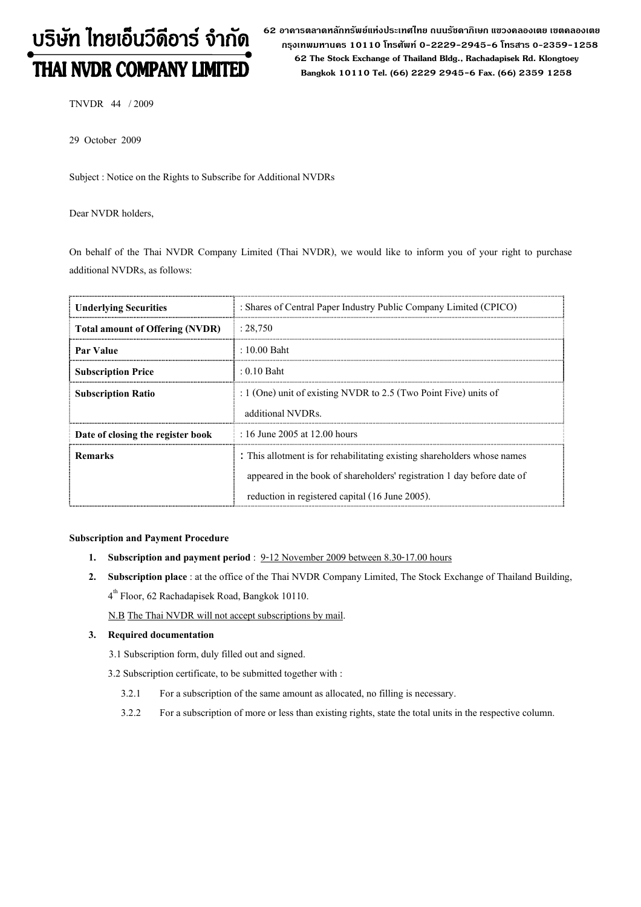# บริษัท ไทยเอ็นวีดีอาร์ จำกัด
# THAI NVDR COMPANY LIMITED

62 อาคารตลาดหลักทรัพย์แห่งประเทศไทย ถนนรัชดาภิเษก แขวงคลองเตย เขตคลองเตย กรุงเทพมหานคร 10110 โทรศัพท์ 0-2229-2945-6 โทรสาร 0-2359-1258
62 The Stock Exchange of Thailand Bldg., Rachadapisek Rd. Klongtoey Bangkok 10110 Tel. (66) 2229 2945-6 Fax. (66) 2359 1258

TNVDR 44 / 2009

29 October 2009

Subject : Notice on the Rights to Subscribe for Additional NVDRs

Dear NVDR holders,

On behalf of the Thai NVDR Company Limited (Thai NVDR), we would like to inform you of your right to purchase additional NVDRs, as follows:

| | |
|---|---|
| **Underlying Securities** | : Shares of Central Paper Industry Public Company Limited (CPICO) |
| **Total amount of Offering (NVDR)** | : 28,750 |
| **Par Value** | : 10.00 Baht |
| **Subscription Price** | : 0.10 Baht |
| **Subscription Ratio** | : 1 (One) unit of existing NVDR to 2.5 (Two Point Five) units of additional NVDRs. |
| **Date of closing the register book** | : 16 June 2005 at 12.00 hours |
| **Remarks** | : This allotment is for rehabilitating existing shareholders whose names appeared in the book of shareholders' registration 1 day before date of reduction in registered capital (16 June 2005). |

**Subscription and Payment Procedure**

1. **Subscription and payment period** : 9-12 November 2009 between 8.30-17.00 hours
2. **Subscription place** : at the office of the Thai NVDR Company Limited, The Stock Exchange of Thailand Building, 4th Floor, 62 Rachadapisek Road, Bangkok 10110.

   N.B The Thai NVDR will not accept subscriptions by mail.

3. **Required documentation**

   3.1 Subscription form, duly filled out and signed.

   3.2 Subscription certificate, to be submitted together with :

   3.2.1 For a subscription of the same amount as allocated, no filling is necessary.

   3.2.2 For a subscription of more or less than existing rights, state the total units in the respective column.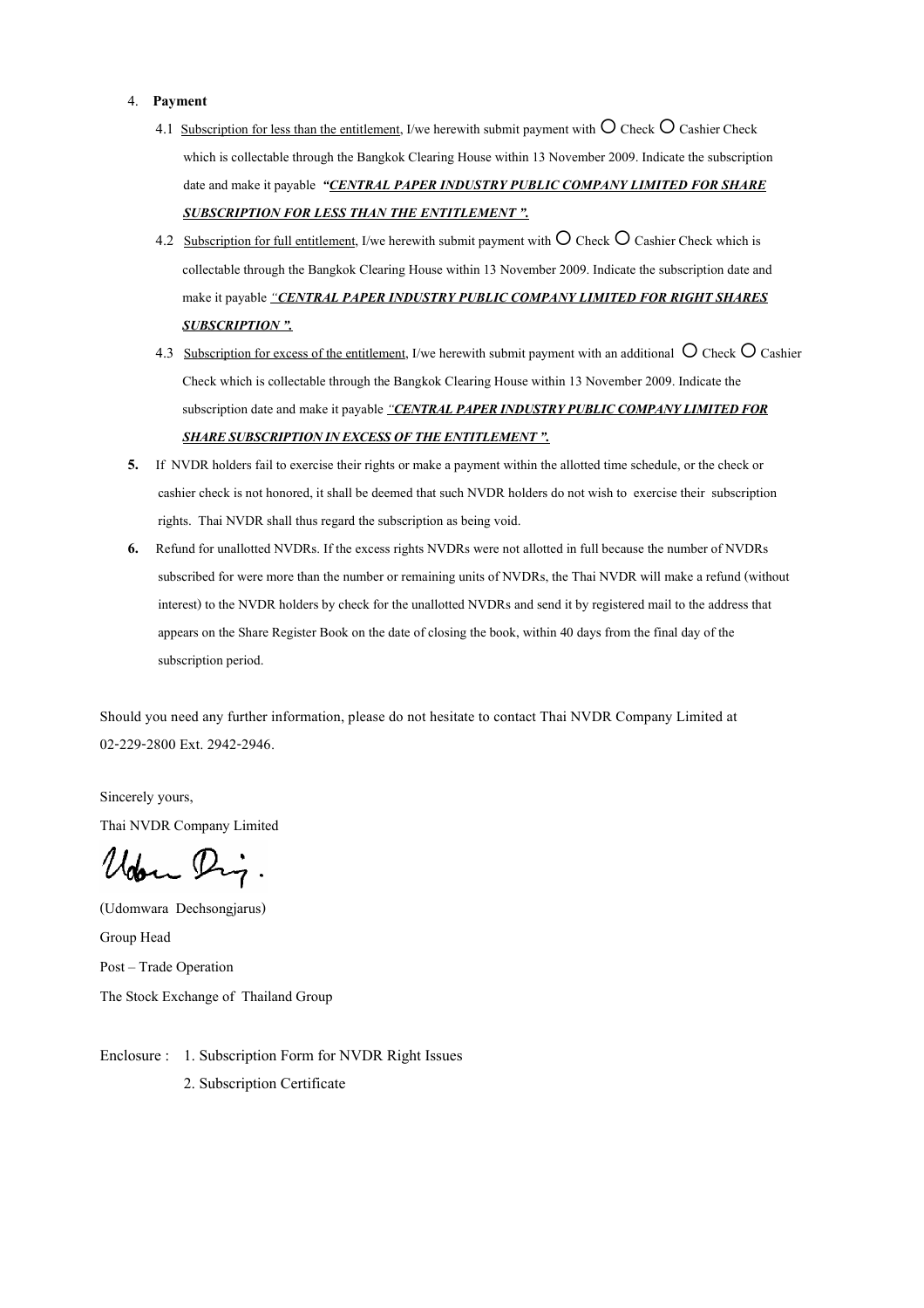4. **Payment**

   4.1 Subscription for less than the entitlement, I/we herewith submit payment with ○ Check ○ Cashier Check which is collectable through the Bangkok Clearing House within 13 November 2009. Indicate the subscription date and make it payable ***"CENTRAL PAPER INDUSTRY PUBLIC COMPANY LIMITED FOR SHARE SUBSCRIPTION FOR LESS THAN THE ENTITLEMENT ".***

   4.2 Subscription for full entitlement, I/we herewith submit payment with ○ Check ○ Cashier Check which is collectable through the Bangkok Clearing House within 13 November 2009. Indicate the subscription date and make it payable ***"CENTRAL PAPER INDUSTRY PUBLIC COMPANY LIMITED FOR RIGHT SHARES SUBSCRIPTION ".***

   4.3 Subscription for excess of the entitlement, I/we herewith submit payment with an additional ○ Check ○ Cashier Check which is collectable through the Bangkok Clearing House within 13 November 2009. Indicate the subscription date and make it payable ***"CENTRAL PAPER INDUSTRY PUBLIC COMPANY LIMITED FOR SHARE SUBSCRIPTION IN EXCESS OF THE ENTITLEMENT ".***

5. If NVDR holders fail to exercise their rights or make a payment within the allotted time schedule, or the check or cashier check is not honored, it shall be deemed that such NVDR holders do not wish to exercise their subscription rights. Thai NVDR shall thus regard the subscription as being void.

6. Refund for unallotted NVDRs. If the excess rights NVDRs were not allotted in full because the number of NVDRs subscribed for were more than the number or remaining units of NVDRs, the Thai NVDR will make a refund (without interest) to the NVDR holders by check for the unallotted NVDRs and send it by registered mail to the address that appears on the Share Register Book on the date of closing the book, within 40 days from the final day of the subscription period.

Should you need any further information, please do not hesitate to contact Thai NVDR Company Limited at 02-229-2800 Ext. 2942-2946.

Sincerely yours,

Thai NVDR Company Limited

(Udomwara Dechsongjarus)

Group Head

Post – Trade Operation

The Stock Exchange of Thailand Group

Enclosure : 1. Subscription Form for NVDR Right Issues

2. Subscription Certificate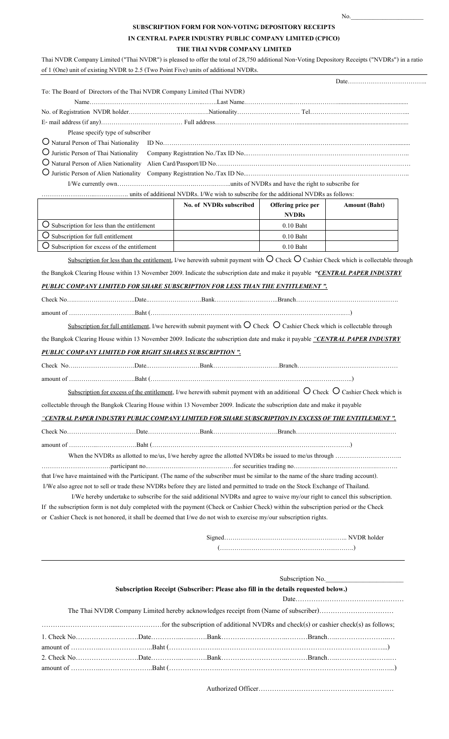No.____________________

**SUBSCRIPTION FORM FOR NON-VOTING DEPOSITORY RECEIPTS**

**IN CENTRAL PAPER INDUSTRY PUBLIC COMPANY LIMITED (CPICO)**

**THE THAI NVDR COMPANY LIMITED**

Thai NVDR Company Limited ("Thai NVDR") is pleased to offer the total of 28,750 additional Non-Voting Depository Receipts ("NVDRs") in a ratio of 1 (One) unit of existing NVDR to 2.5 (Two Point Five) units of additional NVDRs.

Date……………………………..

To: The Board of Directors of the Thai NVDR Company Limited (Thai NVDR)

Name………………………………………………….Last Name……………………………………………………………………

No. of Registration NVDR holder………………………………Nationality………………………… Tel……………………………………..

E- mail address (if any)……………………………… Full address……………………………………………………………………………

Please specify type of subscriber

O Natural Person of Thai Nationality ID No……………………………………………………………………………………………………

O Juristic Person of Thai Nationality Company Registration No./Tax ID No...…………………………………………………………………

O Natural Person of Alien Nationality Alien Card/Passport/ID No………………………………………………………………………………

O Juristic Person of Alien Nationality Company Registration No./Tax ID No...…………………………………………………………………

I/We currently own…………………………………………….units of NVDRs and have the right to subscribe for

…………………………………. units of additional NVDRs. I/We wish to subscribe for the additional NVDRs as follows:

| | No. of NVDRs subscribed | Offering price per NVDRs | Amount (Baht) |
|---|---|---|---|
| O Subscription for less than the entitlement | | 0.10 Baht | |
| O Subscription for full entitlement | | 0.10 Baht | |
| O Subscription for excess of the entitlement | | 0.10 Baht | |

Subscription for less than the entitlement, I/we herewith submit payment with O Check O Cashier Check which is collectable through the Bangkok Clearing House within 13 November 2009. Indicate the subscription date and make it payable ***"CENTRAL PAPER INDUSTRY PUBLIC COMPANY LIMITED FOR SHARE SUBSCRIPTION FOR LESS THAN THE ENTITLEMENT ".***

Check No…………………………..Date……………………Bank…………………………..Branch……………………………………….

amount of …………………………Baht (……………………………………………………………………………………….)

Subscription for full entitlement, I/we herewith submit payment with O Check O Cashier Check which is collectable through the Bangkok Clearing House within 13 November 2009. Indicate the subscription date and make it payable ***"CENTRAL PAPER INDUSTRY PUBLIC COMPANY LIMITED FOR RIGHT SHARES SUBSCRIPTION ".***

Check No…………………………..Date……………………Bank…………………………..Branch……………………………………….

amount of …………………………Baht (……………………………………………………………………………………….)

Subscription for excess of the entitlement, I/we herewith submit payment with an additional O Check O Cashier Check which is collectable through the Bangkok Clearing House within 13 November 2009. Indicate the subscription date and make it payable

***"CENTRAL PAPER INDUSTRY PUBLIC COMPANY LIMITED FOR SHARE SUBSCRIPTION IN EXCESS OF THE ENTITLEMENT ".***

Check No…………………………..Date……………………Bank…………………………..Branch……………………………………….

amount of …………………………Baht (……………………………………………………………………………………….)

When the NVDRs as allotted to me/us, I/we hereby agree the allotted NVDRs be issued to me/us through ………………………..
…………………………participant no……………………………………for securities trading no…………………………………………
that I/we have maintained with the Participant. (The name of the subscriber must be similar to the name of the share trading account).
I/We also agree not to sell or trade these NVDRs before they are listed and permitted to trade on the Stock Exchange of Thailand.

I/We hereby undertake to subscribe for the said additional NVDRs and agree to waive my/our right to cancel this subscription. If the subscription form is not duly completed with the payment (Check or Cashier Check) within the subscription period or the Check or Cashier Check is not honored, it shall be deemed that I/we do not wish to exercise my/our subscription rights.

Signed………………………………………………….. NVDR holder

(……………………………………………………….)

---

Subscription No.____________________

**Subscription Receipt (Subscriber: Please also fill in the details requested below.)**

Date………………………………………

The Thai NVDR Company Limited hereby acknowledges receipt from (Name of subscriber)……………………………
……………………………………………for the subscription of additional NVDRs and check(s) or cashier check(s) as follows;

1. Check No………………………Date………………Bank…………………………Branch…………………………
amount of …………………………Baht (……………………………………………………………………………………….)
2. Check No………………………Date………………Bank…………………………Branch…………………………
amount of …………………………Baht (……………………………………………………………………………………….)

Authorized Officer…………………………………………………